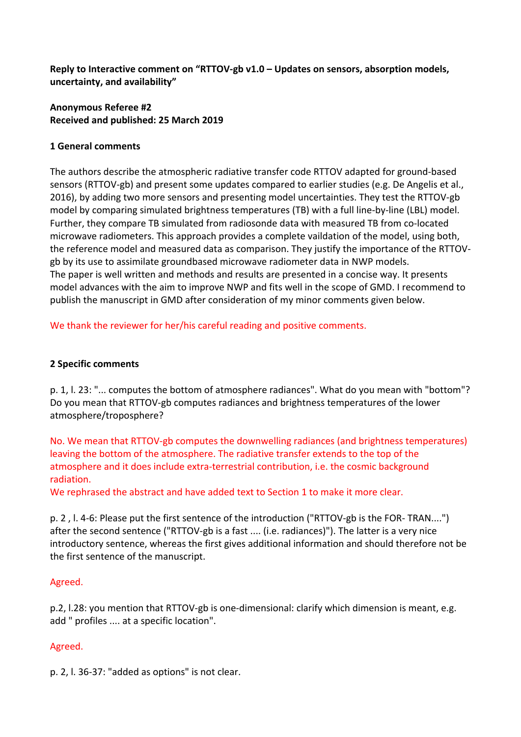**Reply to Interactive comment on "RTTOV-gb v1.0 – Updates on sensors, absorption models, uncertainty, and availability"**

**Anonymous Referee #2**
**Received and published: 25 March 2019**

**1 General comments**

The authors describe the atmospheric radiative transfer code RTTOV adapted for ground-based sensors (RTTOV-gb) and present some updates compared to earlier studies (e.g. De Angelis et al., 2016), by adding two more sensors and presenting model uncertainties. They test the RTTOV-gb model by comparing simulated brightness temperatures (TB) with a full line-by-line (LBL) model. Further, they compare TB simulated from radiosonde data with measured TB from co-located microwave radiometers. This approach provides a complete vaildation of the model, using both, the reference model and measured data as comparison. They justify the importance of the RTTOV-gb by its use to assimilate groundbased microwave radiometer data in NWP models.
The paper is well written and methods and results are presented in a concise way. It presents model advances with the aim to improve NWP and fits well in the scope of GMD. I recommend to publish the manuscript in GMD after consideration of my minor comments given below.

We thank the reviewer for her/his careful reading and positive comments.

**2 Specific comments**

p. 1, l. 23: "... computes the bottom of atmosphere radiances". What do you mean with "bottom"? Do you mean that RTTOV-gb computes radiances and brightness temperatures of the lower atmosphere/troposphere?

No. We mean that RTTOV-gb computes the downwelling radiances (and brightness temperatures) leaving the bottom of the atmosphere. The radiative transfer extends to the top of the atmosphere and it does include extra-terrestrial contribution, i.e. the cosmic background radiation.
We rephrased the abstract and have added text to Section 1 to make it more clear.

p. 2 , l. 4-6: Please put the first sentence of the introduction ("RTTOV-gb is the FOR- TRAN....") after the second sentence ("RTTOV-gb is a fast .... (i.e. radiances)"). The latter is a very nice introductory sentence, whereas the first gives additional information and should therefore not be the first sentence of the manuscript.

Agreed.

p.2, l.28: you mention that RTTOV-gb is one-dimensional: clarify which dimension is meant, e.g. add " profiles .... at a specific location".

Agreed.

p. 2, l. 36-37: "added as options" is not clear.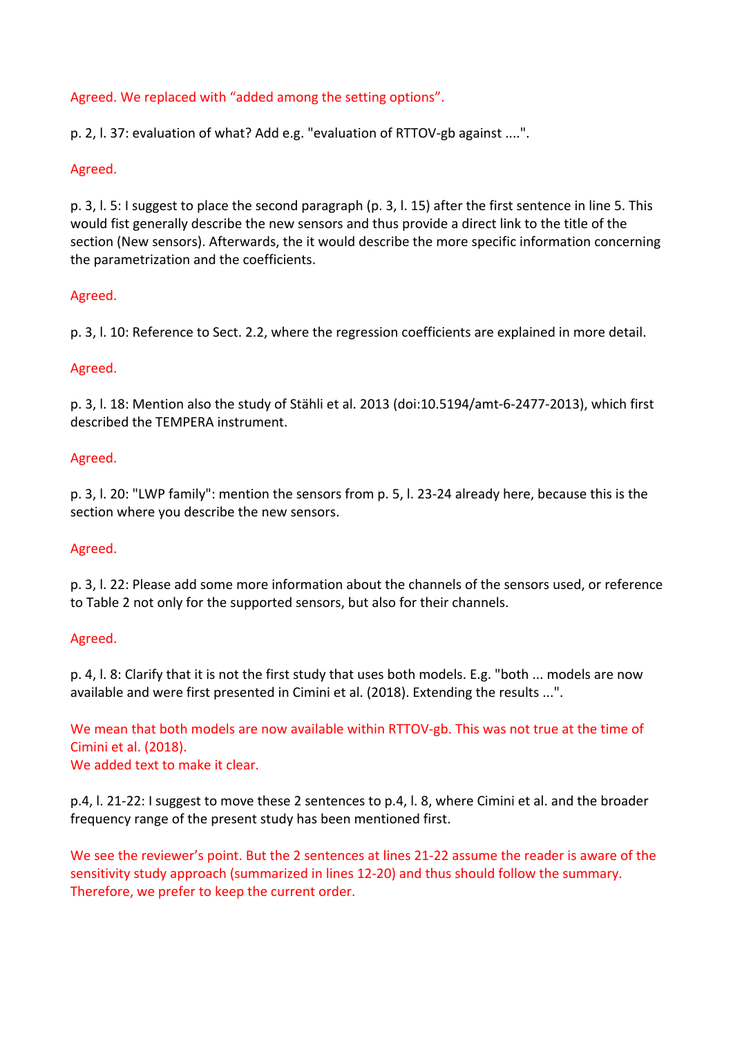Agreed. We replaced with “added among the setting options”.

p. 2, l. 37: evaluation of what? Add e.g. "evaluation of RTTOV-gb against ....".

Agreed.

p. 3, l. 5: I suggest to place the second paragraph (p. 3, l. 15) after the first sentence in line 5. This would fist generally describe the new sensors and thus provide a direct link to the title of the section (New sensors). Afterwards, the it would describe the more specific information concerning the parametrization and the coefficients.

Agreed.

p. 3, l. 10: Reference to Sect. 2.2, where the regression coefficients are explained in more detail.

Agreed.

p. 3, l. 18: Mention also the study of Stähli et al. 2013 (doi:10.5194/amt-6-2477-2013), which first described the TEMPERA instrument.

Agreed.

p. 3, l. 20: "LWP family": mention the sensors from p. 5, l. 23-24 already here, because this is the section where you describe the new sensors.

Agreed.

p. 3, l. 22: Please add some more information about the channels of the sensors used, or reference to Table 2 not only for the supported sensors, but also for their channels.

Agreed.

p. 4, l. 8: Clarify that it is not the first study that uses both models. E.g. "both ... models are now available and were first presented in Cimini et al. (2018). Extending the results ...".

We mean that both models are now available within RTTOV-gb. This was not true at the time of Cimini et al. (2018).
We added text to make it clear.

p.4, l. 21-22: I suggest to move these 2 sentences to p.4, l. 8, where Cimini et al. and the broader frequency range of the present study has been mentioned first.

We see the reviewer’s point. But the 2 sentences at lines 21-22 assume the reader is aware of the sensitivity study approach (summarized in lines 12-20) and thus should follow the summary. Therefore, we prefer to keep the current order.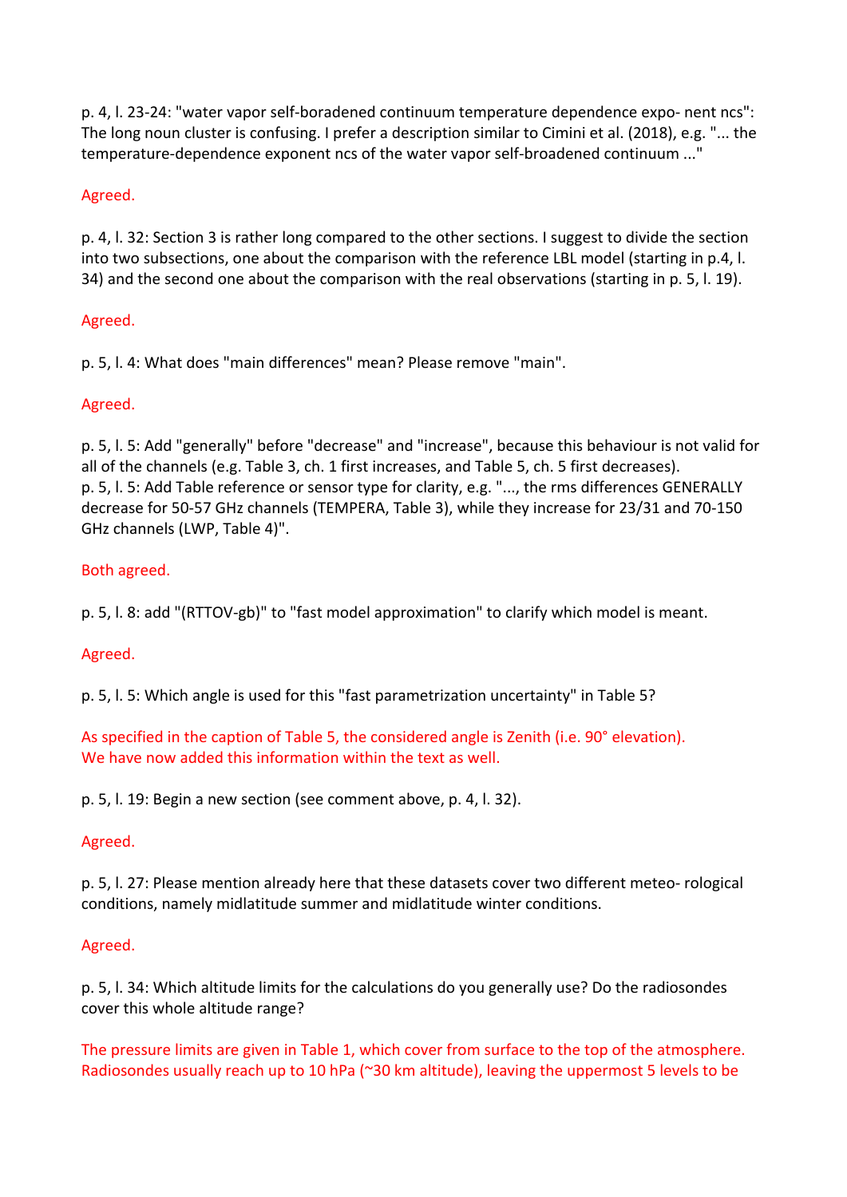p. 4, l. 23-24: "water vapor self-boradened continuum temperature dependence expo- nent ncs": The long noun cluster is confusing. I prefer a description similar to Cimini et al. (2018), e.g. "... the temperature-dependence exponent ncs of the water vapor self-broadened continuum ..."

Agreed.

p. 4, l. 32: Section 3 is rather long compared to the other sections. I suggest to divide the section into two subsections, one about the comparison with the reference LBL model (starting in p.4, l. 34) and the second one about the comparison with the real observations (starting in p. 5, l. 19).

Agreed.

p. 5, l. 4: What does "main differences" mean? Please remove "main".

Agreed.

p. 5, l. 5: Add "generally" before "decrease" and "increase", because this behaviour is not valid for all of the channels (e.g. Table 3, ch. 1 first increases, and Table 5, ch. 5 first decreases).
p. 5, l. 5: Add Table reference or sensor type for clarity, e.g. "..., the rms differences GENERALLY decrease for 50-57 GHz channels (TEMPERA, Table 3), while they increase for 23/31 and 70-150 GHz channels (LWP, Table 4)".

Both agreed.

p. 5, l. 8: add "(RTTOV-gb)" to "fast model approximation" to clarify which model is meant.

Agreed.

p. 5, l. 5: Which angle is used for this "fast parametrization uncertainty" in Table 5?

As specified in the caption of Table 5, the considered angle is Zenith (i.e. 90° elevation). We have now added this information within the text as well.

p. 5, l. 19: Begin a new section (see comment above, p. 4, l. 32).

Agreed.

p. 5, l. 27: Please mention already here that these datasets cover two different meteo- rological conditions, namely midlatitude summer and midlatitude winter conditions.

Agreed.

p. 5, l. 34: Which altitude limits for the calculations do you generally use? Do the radiosondes cover this whole altitude range?

The pressure limits are given in Table 1, which cover from surface to the top of the atmosphere. Radiosondes usually reach up to 10 hPa (~30 km altitude), leaving the uppermost 5 levels to be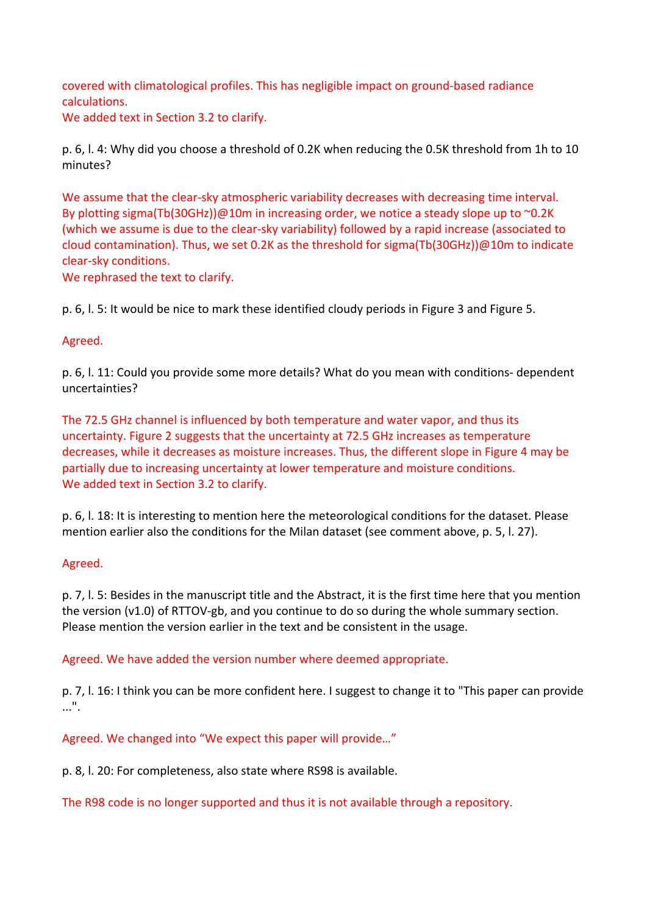covered with climatological profiles. This has negligible impact on ground-based radiance calculations.
We added text in Section 3.2 to clarify.

p. 6, l. 4: Why did you choose a threshold of 0.2K when reducing the 0.5K threshold from 1h to 10 minutes?

We assume that the clear-sky atmospheric variability decreases with decreasing time interval. By plotting sigma(Tb(30GHz))@10m in increasing order, we notice a steady slope up to ~0.2K (which we assume is due to the clear-sky variability) followed by a rapid increase (associated to cloud contamination). Thus, we set 0.2K as the threshold for sigma(Tb(30GHz))@10m to indicate clear-sky conditions.
We rephrased the text to clarify.

p. 6, l. 5: It would be nice to mark these identified cloudy periods in Figure 3 and Figure 5.

Agreed.

p. 6, l. 11: Could you provide some more details? What do you mean with conditions- dependent uncertainties?

The 72.5 GHz channel is influenced by both temperature and water vapor, and thus its uncertainty. Figure 2 suggests that the uncertainty at 72.5 GHz increases as temperature decreases, while it decreases as moisture increases. Thus, the different slope in Figure 4 may be partially due to increasing uncertainty at lower temperature and moisture conditions.
We added text in Section 3.2 to clarify.

p. 6, l. 18: It is interesting to mention here the meteorological conditions for the dataset. Please mention earlier also the conditions for the Milan dataset (see comment above, p. 5, l. 27).

Agreed.

p. 7, l. 5: Besides in the manuscript title and the Abstract, it is the first time here that you mention the version (v1.0) of RTTOV-gb, and you continue to do so during the whole summary section. Please mention the version earlier in the text and be consistent in the usage.

Agreed. We have added the version number where deemed appropriate.

p. 7, l. 16: I think you can be more confident here. I suggest to change it to "This paper can provide ...".

Agreed. We changed into "We expect this paper will provide…"

p. 8, l. 20: For completeness, also state where RS98 is available.

The R98 code is no longer supported and thus it is not available through a repository.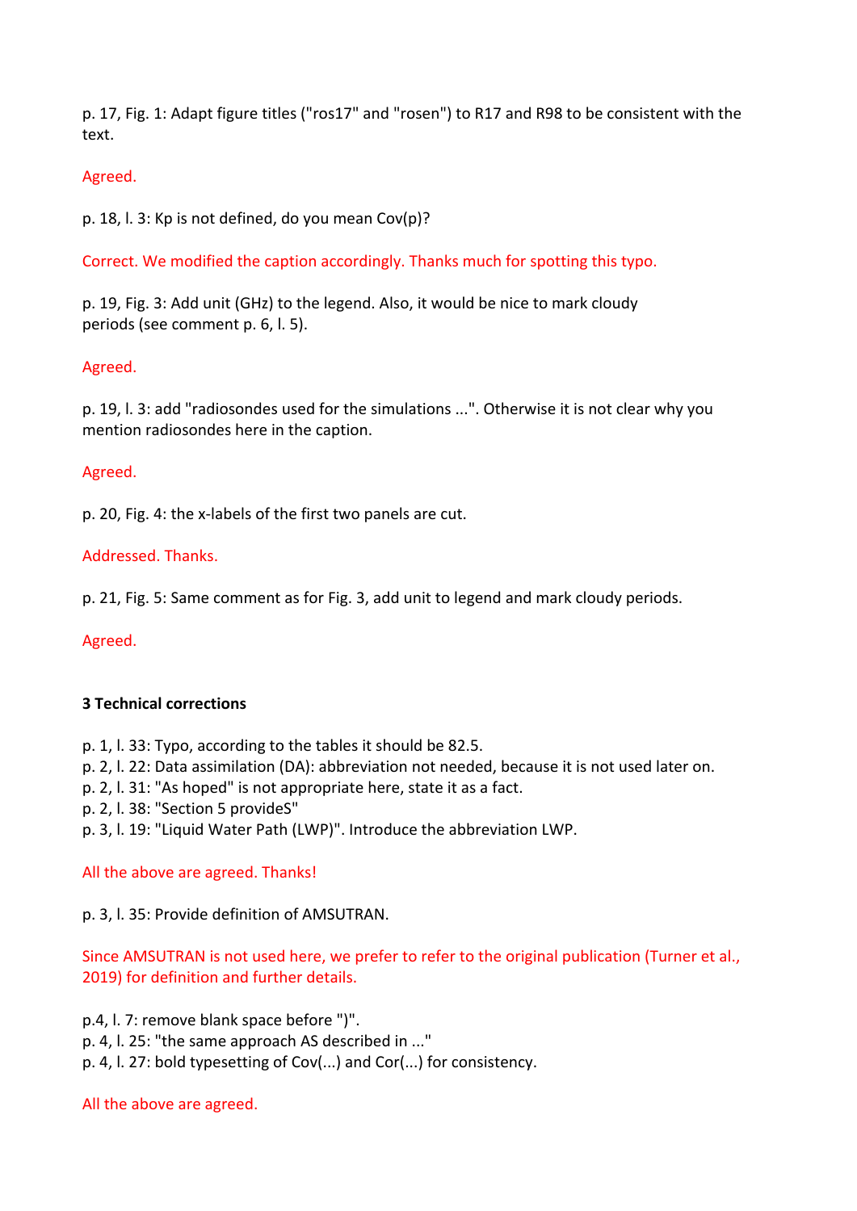p. 17, Fig. 1: Adapt figure titles ("ros17" and "rosen") to R17 and R98 to be consistent with the text.

Agreed.

p. 18, l. 3: Kp is not defined, do you mean Cov(p)?

Correct. We modified the caption accordingly. Thanks much for spotting this typo.

p. 19, Fig. 3: Add unit (GHz) to the legend. Also, it would be nice to mark cloudy periods (see comment p. 6, l. 5).

Agreed.

p. 19, l. 3: add "radiosondes used for the simulations ...". Otherwise it is not clear why you mention radiosondes here in the caption.

Agreed.

p. 20, Fig. 4: the x-labels of the first two panels are cut.

Addressed. Thanks.

p. 21, Fig. 5: Same comment as for Fig. 3, add unit to legend and mark cloudy periods.

Agreed.

**3 Technical corrections**

p. 1, l. 33: Typo, according to the tables it should be 82.5.
p. 2, l. 22: Data assimilation (DA): abbreviation not needed, because it is not used later on.
p. 2, l. 31: "As hoped" is not appropriate here, state it as a fact.
p. 2, l. 38: "Section 5 provideS"
p. 3, l. 19: "Liquid Water Path (LWP)". Introduce the abbreviation LWP.

All the above are agreed. Thanks!

p. 3, l. 35: Provide definition of AMSUTRAN.

Since AMSUTRAN is not used here, we prefer to refer to the original publication (Turner et al., 2019) for definition and further details.

p.4, l. 7: remove blank space before ")".
p. 4, l. 25: "the same approach AS described in ..."
p. 4, l. 27: bold typesetting of Cov(...) and Cor(...) for consistency.

All the above are agreed.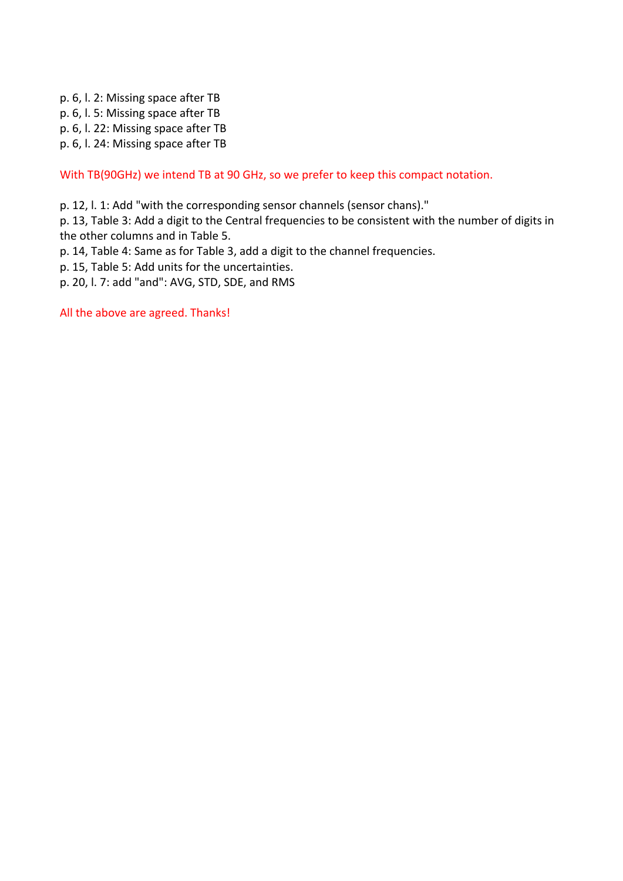p. 6, l. 2: Missing space after TB
p. 6, l. 5: Missing space after TB
p. 6, l. 22: Missing space after TB
p. 6, l. 24: Missing space after TB

With TB(90GHz) we intend TB at 90 GHz, so we prefer to keep this compact notation.

p. 12, l. 1: Add "with the corresponding sensor channels (sensor chans)."
p. 13, Table 3: Add a digit to the Central frequencies to be consistent with the number of digits in the other columns and in Table 5.
p. 14, Table 4: Same as for Table 3, add a digit to the channel frequencies.
p. 15, Table 5: Add units for the uncertainties.
p. 20, l. 7: add "and": AVG, STD, SDE, and RMS

All the above are agreed. Thanks!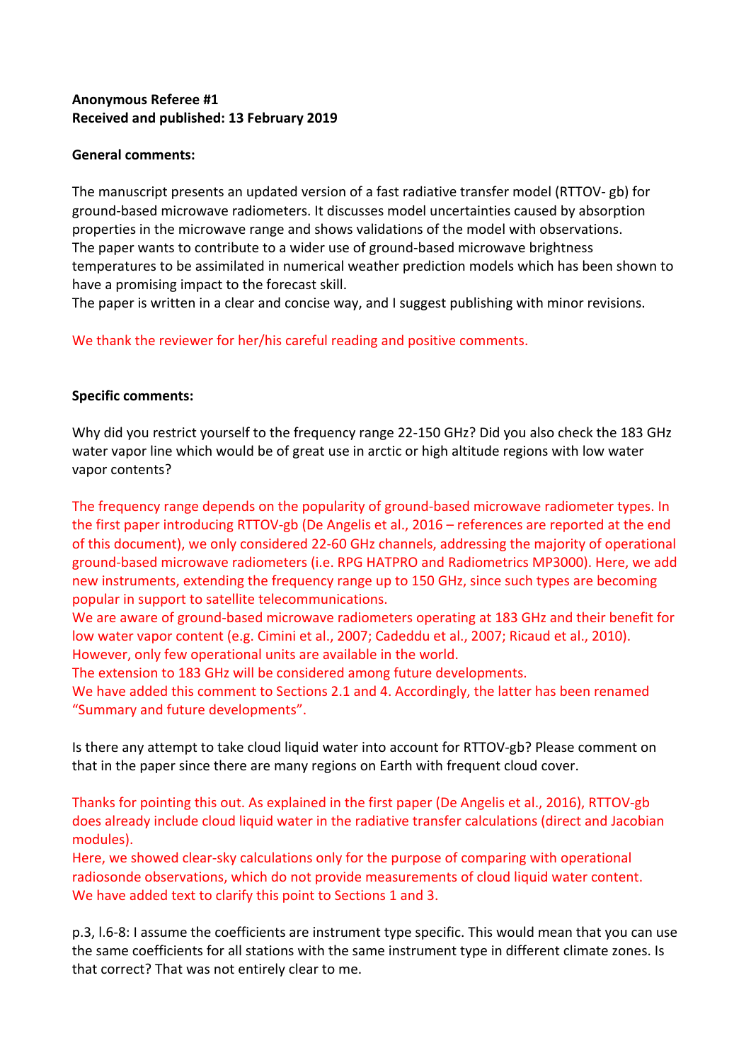**Anonymous Referee #1**
**Received and published: 13 February 2019**

**General comments:**

The manuscript presents an updated version of a fast radiative transfer model (RTTOV- gb) for ground-based microwave radiometers. It discusses model uncertainties caused by absorption properties in the microwave range and shows validations of the model with observations.
The paper wants to contribute to a wider use of ground-based microwave brightness temperatures to be assimilated in numerical weather prediction models which has been shown to have a promising impact to the forecast skill.
The paper is written in a clear and concise way, and I suggest publishing with minor revisions.

We thank the reviewer for her/his careful reading and positive comments.

**Specific comments:**

Why did you restrict yourself to the frequency range 22-150 GHz? Did you also check the 183 GHz water vapor line which would be of great use in arctic or high altitude regions with low water vapor contents?

The frequency range depends on the popularity of ground-based microwave radiometer types. In the first paper introducing RTTOV-gb (De Angelis et al., 2016 – references are reported at the end of this document), we only considered 22-60 GHz channels, addressing the majority of operational ground-based microwave radiometers (i.e. RPG HATPRO and Radiometrics MP3000). Here, we add new instruments, extending the frequency range up to 150 GHz, since such types are becoming popular in support to satellite telecommunications.
We are aware of ground-based microwave radiometers operating at 183 GHz and their benefit for low water vapor content (e.g. Cimini et al., 2007; Cadeddu et al., 2007; Ricaud et al., 2010). However, only few operational units are available in the world.
The extension to 183 GHz will be considered among future developments.
We have added this comment to Sections 2.1 and 4. Accordingly, the latter has been renamed "Summary and future developments".

Is there any attempt to take cloud liquid water into account for RTTOV-gb? Please comment on that in the paper since there are many regions on Earth with frequent cloud cover.

Thanks for pointing this out. As explained in the first paper (De Angelis et al., 2016), RTTOV-gb does already include cloud liquid water in the radiative transfer calculations (direct and Jacobian modules).
Here, we showed clear-sky calculations only for the purpose of comparing with operational radiosonde observations, which do not provide measurements of cloud liquid water content.
We have added text to clarify this point to Sections 1 and 3.

p.3, l.6-8: I assume the coefficients are instrument type specific. This would mean that you can use the same coefficients for all stations with the same instrument type in different climate zones. Is that correct? That was not entirely clear to me.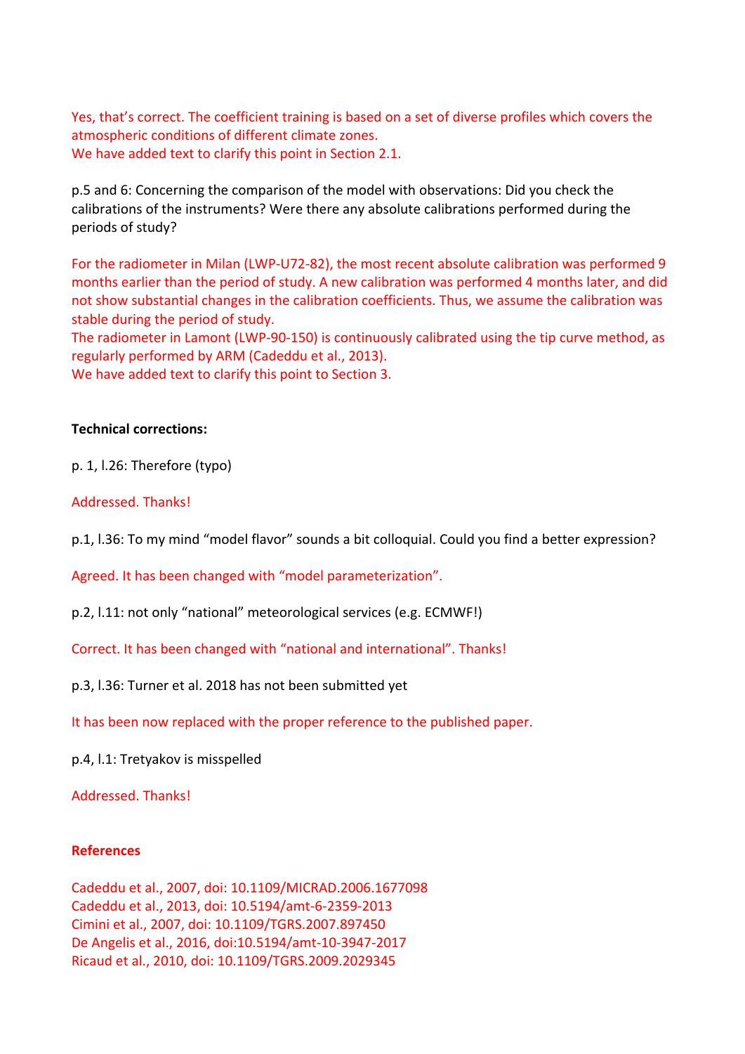Yes, that's correct. The coefficient training is based on a set of diverse profiles which covers the atmospheric conditions of different climate zones.
We have added text to clarify this point in Section 2.1.

p.5 and 6: Concerning the comparison of the model with observations: Did you check the calibrations of the instruments? Were there any absolute calibrations performed during the periods of study?

For the radiometer in Milan (LWP-U72-82), the most recent absolute calibration was performed 9 months earlier than the period of study. A new calibration was performed 4 months later, and did not show substantial changes in the calibration coefficients. Thus, we assume the calibration was stable during the period of study.
The radiometer in Lamont (LWP-90-150) is continuously calibrated using the tip curve method, as regularly performed by ARM (Cadeddu et al., 2013).
We have added text to clarify this point to Section 3.

**Technical corrections:**

p. 1, l.26: Therefore (typo)

Addressed. Thanks!

p.1, l.36: To my mind "model flavor" sounds a bit colloquial. Could you find a better expression?

Agreed. It has been changed with "model parameterization".

p.2, l.11: not only "national" meteorological services (e.g. ECMWF!)

Correct. It has been changed with "national and international". Thanks!

p.3, l.36: Turner et al. 2018 has not been submitted yet

It has been now replaced with the proper reference to the published paper.

p.4, l.1: Tretyakov is misspelled

Addressed. Thanks!

**References**

Cadeddu et al., 2007, doi: 10.1109/MICRAD.2006.1677098
Cadeddu et al., 2013, doi: 10.5194/amt-6-2359-2013
Cimini et al., 2007, doi: 10.1109/TGRS.2007.897450
De Angelis et al., 2016, doi:10.5194/amt-10-3947-2017
Ricaud et al., 2010, doi: 10.1109/TGRS.2009.2029345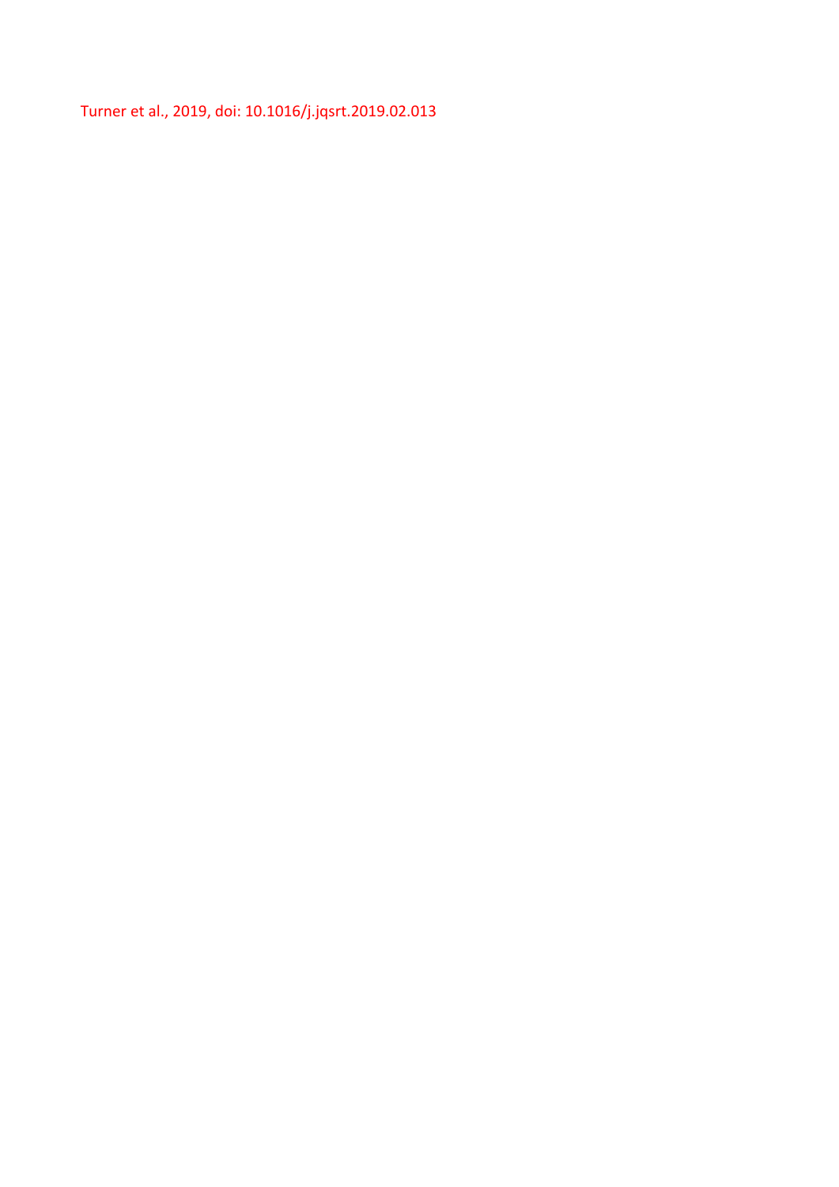Turner et al., 2019, doi: 10.1016/j.jqsrt.2019.02.013